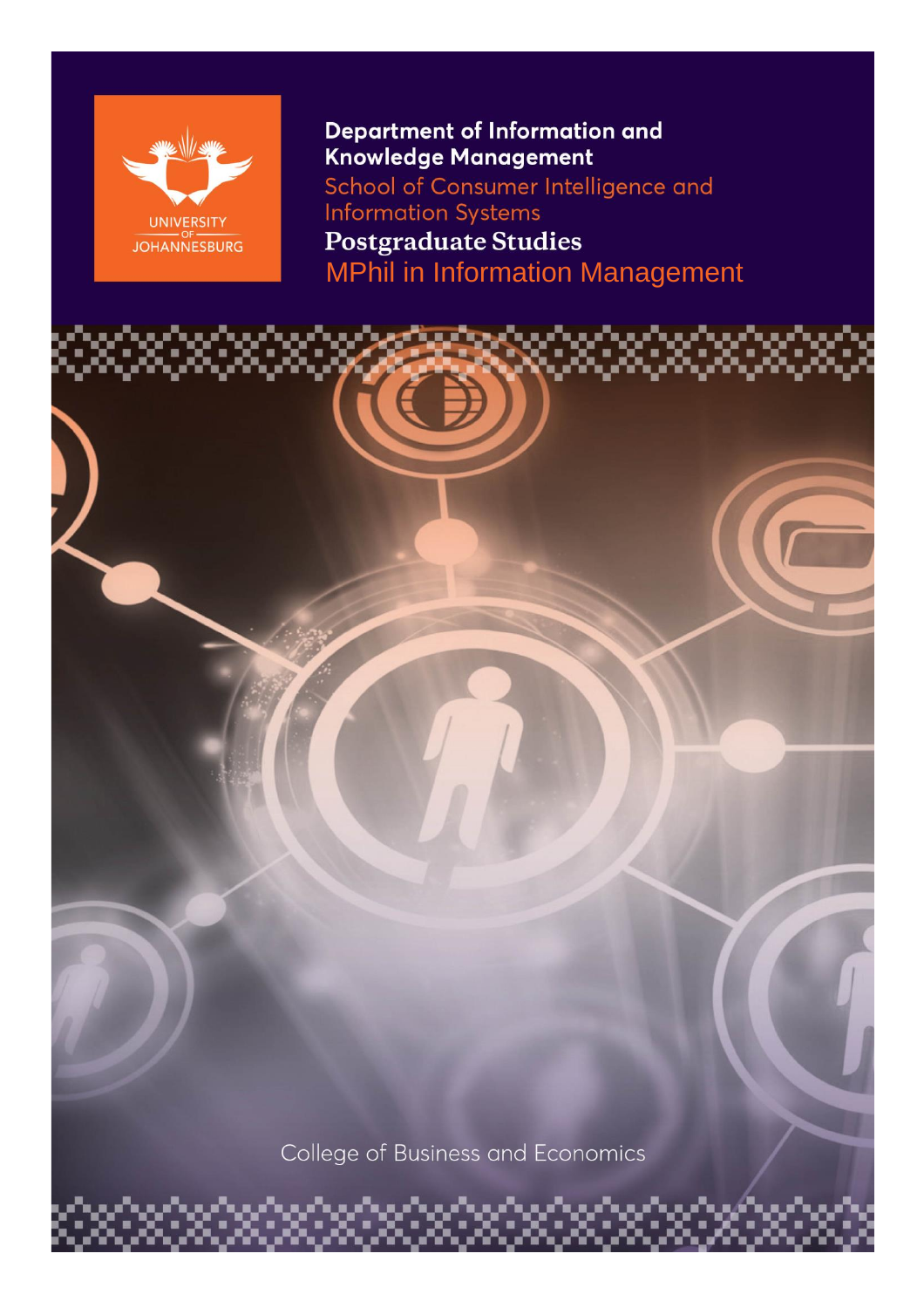UNIVERSITY OF JOHANNESBURG

**Department of Information and Knowledge Management**

School of Consumer Intelligence and Information Systems

# Postgraduate Studies

## MPhil in Information Management

College of Business and Economics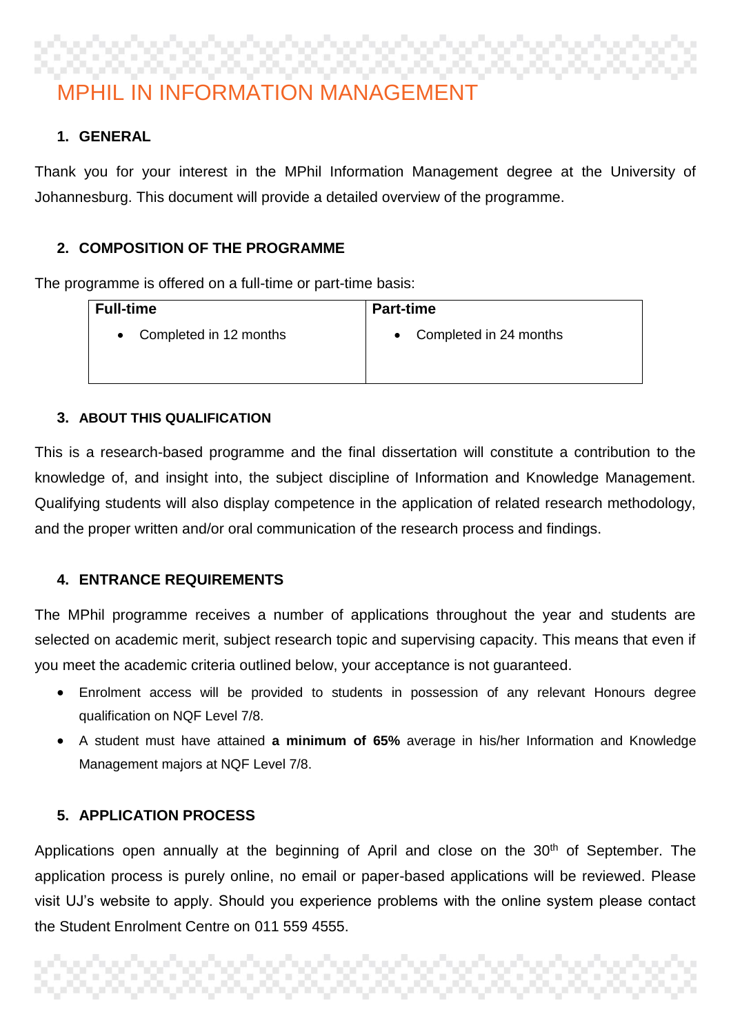# MPHIL IN INFORMATION MANAGEMENT

## 1. GENERAL

Thank you for your interest in the MPhil Information Management degree at the University of Johannesburg. This document will provide a detailed overview of the programme.

## 2. COMPOSITION OF THE PROGRAMME

The programme is offered on a full-time or part-time basis:

| Full-time | Part-time |
|---|---|
| • Completed in 12 months | • Completed in 24 months |

## 3. ABOUT THIS QUALIFICATION

This is a research-based programme and the final dissertation will constitute a contribution to the knowledge of, and insight into, the subject discipline of Information and Knowledge Management. Qualifying students will also display competence in the application of related research methodology, and the proper written and/or oral communication of the research process and findings.

## 4. ENTRANCE REQUIREMENTS

The MPhil programme receives a number of applications throughout the year and students are selected on academic merit, subject research topic and supervising capacity. This means that even if you meet the academic criteria outlined below, your acceptance is not guaranteed.

- Enrolment access will be provided to students in possession of any relevant Honours degree qualification on NQF Level 7/8.
- A student must have attained **a minimum of 65%** average in his/her Information and Knowledge Management majors at NQF Level 7/8.

## 5. APPLICATION PROCESS

Applications open annually at the beginning of April and close on the 30th of September. The application process is purely online, no email or paper-based applications will be reviewed. Please visit UJ's website to apply. Should you experience problems with the online system please contact the Student Enrolment Centre on 011 559 4555.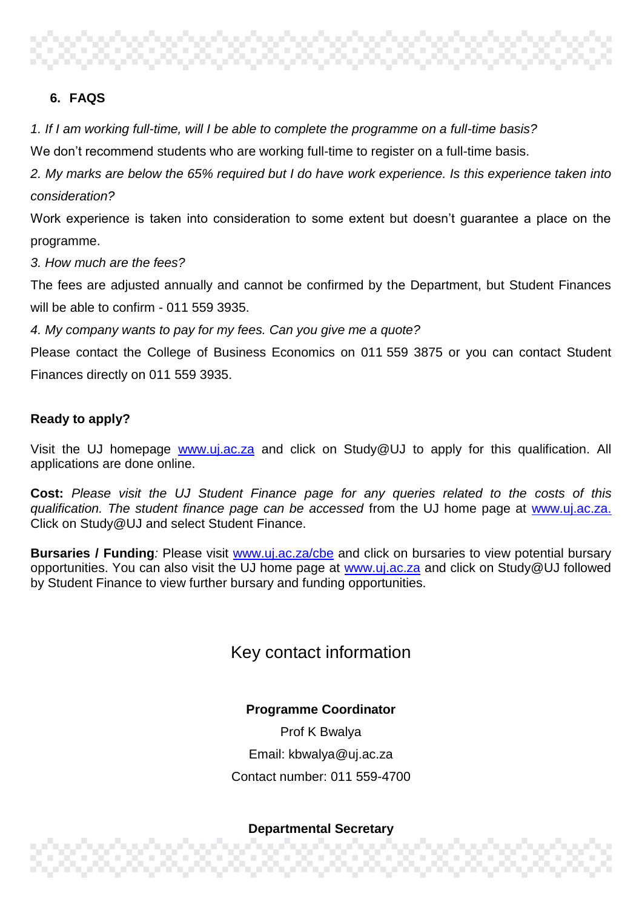## 6. FAQS

*1. If I am working full-time, will I be able to complete the programme on a full-time basis?*

We don't recommend students who are working full-time to register on a full-time basis.

*2. My marks are below the 65% required but I do have work experience. Is this experience taken into consideration?*

Work experience is taken into consideration to some extent but doesn't guarantee a place on the programme.

*3. How much are the fees?*

The fees are adjusted annually and cannot be confirmed by the Department, but Student Finances will be able to confirm - 011 559 3935.

*4. My company wants to pay for my fees. Can you give me a quote?*

Please contact the College of Business Economics on 011 559 3875 or you can contact Student Finances directly on 011 559 3935.

**Ready to apply?**

Visit the UJ homepage www.uj.ac.za and click on Study@UJ to apply for this qualification. All applications are done online.

**Cost:** *Please visit the UJ Student Finance page for any queries related to the costs of this qualification. The student finance page can be accessed* from the UJ home page at www.uj.ac.za. Click on Study@UJ and select Student Finance.

**Bursaries / Funding***:* Please visit www.uj.ac.za/cbe and click on bursaries to view potential bursary opportunities. You can also visit the UJ home page at www.uj.ac.za and click on Study@UJ followed by Student Finance to view further bursary and funding opportunities.

## Key contact information

**Programme Coordinator**

Prof K Bwalya

Email: kbwalya@uj.ac.za

Contact number: 011 559-4700

**Departmental Secretary**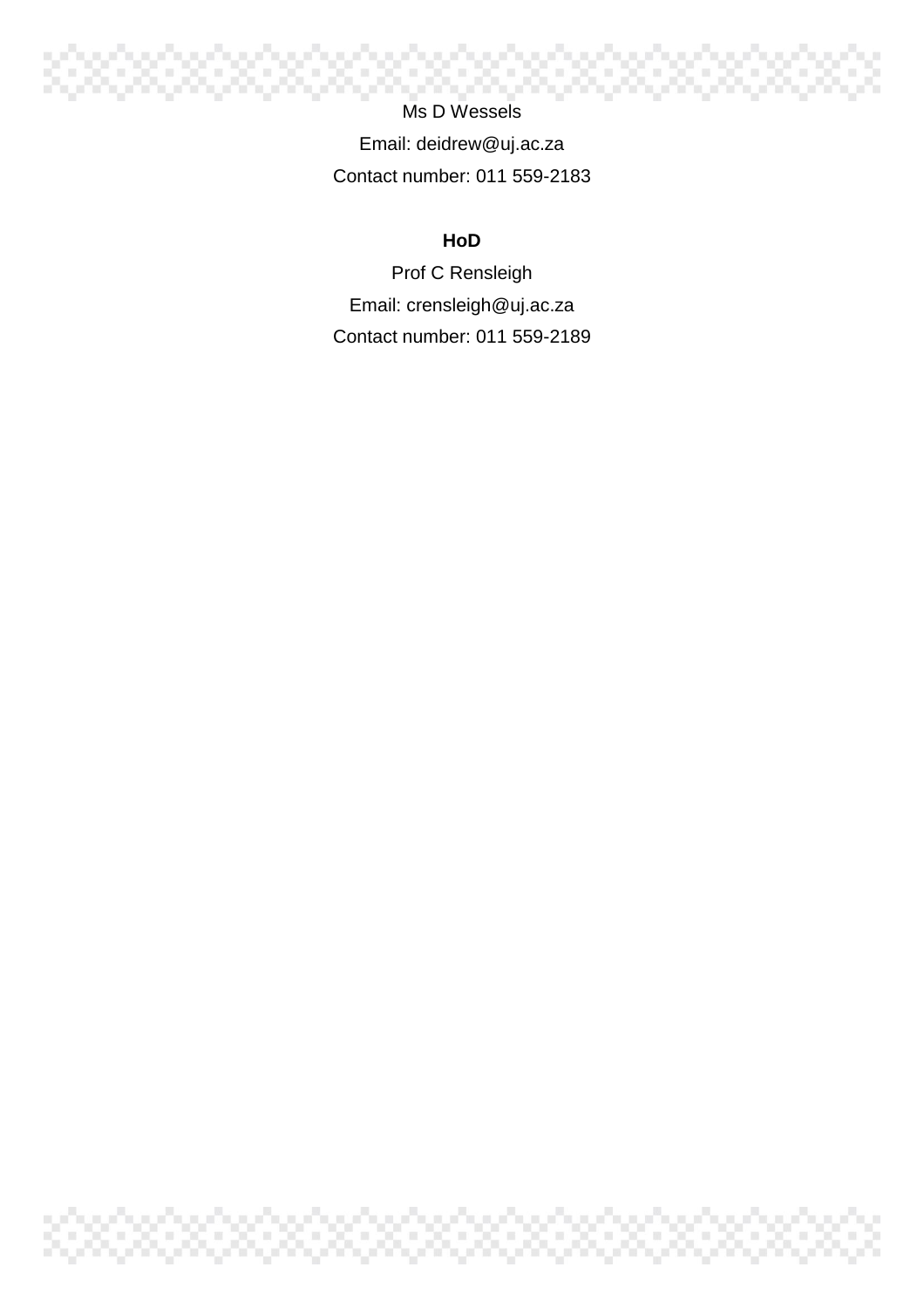Ms D Wessels

Email: deidrew@uj.ac.za

Contact number: 011 559-2183

**HoD**

Prof C Rensleigh

Email: crensleigh@uj.ac.za

Contact number: 011 559-2189